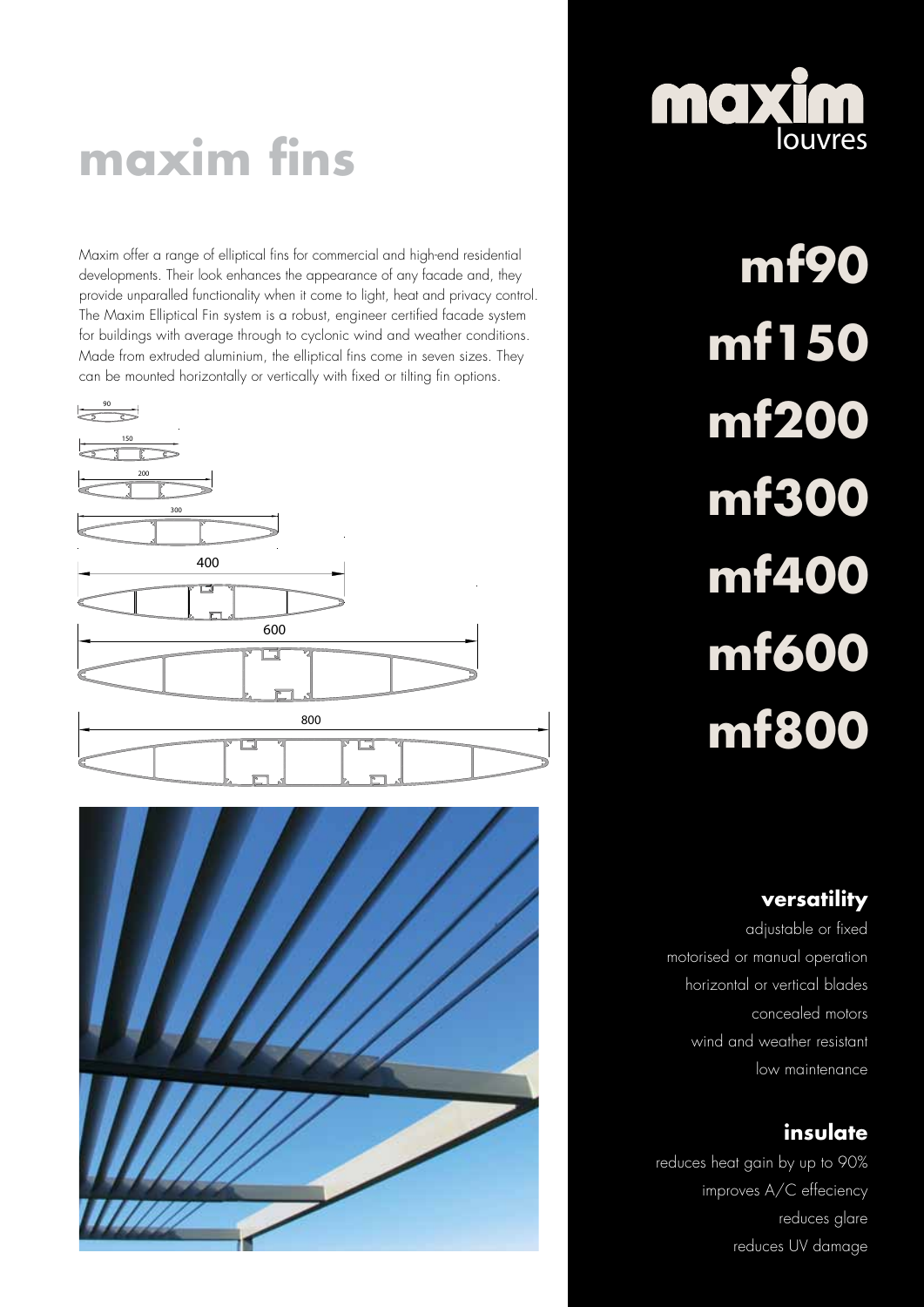# maxim fins

Maxim offer a range of elliptical fins for commercial and high-end residential developments. Their look enhances the appearance of any facade and, they provide unparalled functionality when it come to light, heat and privacy control. The Maxim Elliptical Fin system is a robust, engineer certified facade system for buildings with average through to cyclonic wind and weather conditions. Made from extruded aluminium, the elliptical fins come in seven sizes. They can be mounted horizontally or vertically with fixed or tilting fin options.

90

150

200

300

400

600

800

maxim louvres

## mf90
## mf150
## mf200
## mf300
## mf400
## mf600
## mf800

### versatility

adjustable or fixed
motorised or manual operation
horizontal or vertical blades
concealed motors
wind and weather resistant
low maintenance

### insulate

reduces heat gain by up to 90%
improves A/C effeciency
reduces glare
reduces UV damage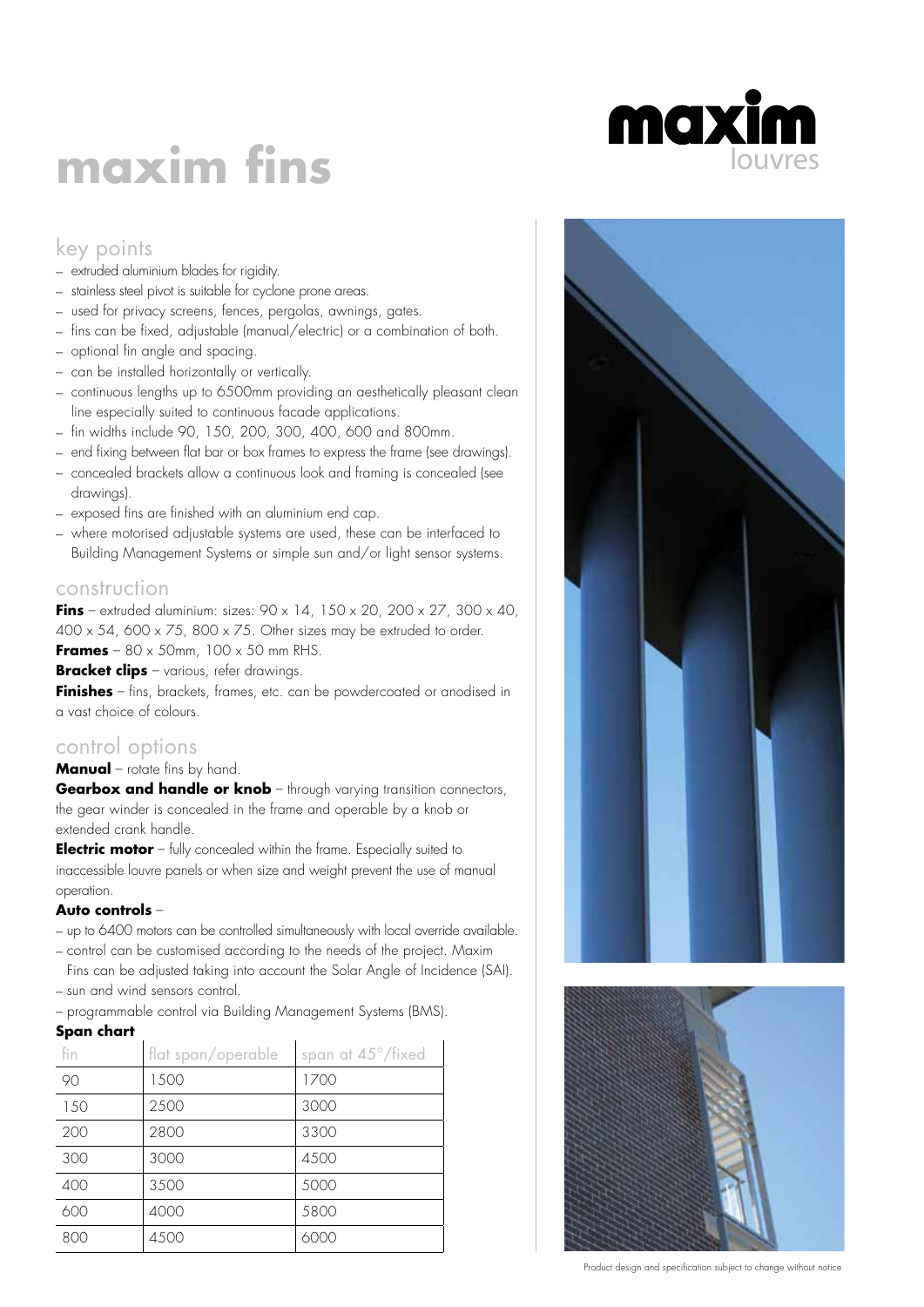# maxim fins

maxim louvres

## key points

- extruded aluminium blades for rigidity.
- stainless steel pivot is suitable for cyclone prone areas.
- used for privacy screens, fences, pergolas, awnings, gates.
- fins can be fixed, adjustable (manual/electric) or a combination of both.
- optional fin angle and spacing.
- can be installed horizontally or vertically.
- continuous lengths up to 6500mm providing an aesthetically pleasant clean line especially suited to continuous facade applications.
- fin widths include 90, 150, 200, 300, 400, 600 and 800mm.
- end fixing between flat bar or box frames to express the frame (see drawings).
- concealed brackets allow a continuous look and framing is concealed (see drawings).
- exposed fins are finished with an aluminium end cap.
- where motorised adjustable systems are used, these can be interfaced to Building Management Systems or simple sun and/or light sensor systems.

## construction

**Fins** – extruded aluminium: sizes: 90 x 14, 150 x 20, 200 x 27, 300 x 40, 400 x 54, 600 x 75, 800 x 75. Other sizes may be extruded to order.

**Frames** – 80 x 50mm, 100 x 50 mm RHS.

**Bracket clips** – various, refer drawings.

**Finishes** – fins, brackets, frames, etc. can be powdercoated or anodised in a vast choice of colours.

## control options

**Manual** – rotate fins by hand.

**Gearbox and handle or knob** – through varying transition connectors, the gear winder is concealed in the frame and operable by a knob or extended crank handle.

**Electric motor** – fully concealed within the frame. Especially suited to inaccessible louvre panels or when size and weight prevent the use of manual operation.

**Auto controls** –

- up to 6400 motors can be controlled simultaneously with local override available.
- control can be customised according to the needs of the project. Maxim Fins can be adjusted taking into account the Solar Angle of Incidence (SAI).
- sun and wind sensors control.
- programmable control via Building Management Systems (BMS).

**Span chart**

| fin | flat span/operable | span at 45°/fixed |
|---|---|---|
| 90 | 1500 | 1700 |
| 150 | 2500 | 3000 |
| 200 | 2800 | 3300 |
| 300 | 3000 | 4500 |
| 400 | 3500 | 5000 |
| 600 | 4000 | 5800 |
| 800 | 4500 | 6000 |

Product design and specification subject to change without notice.